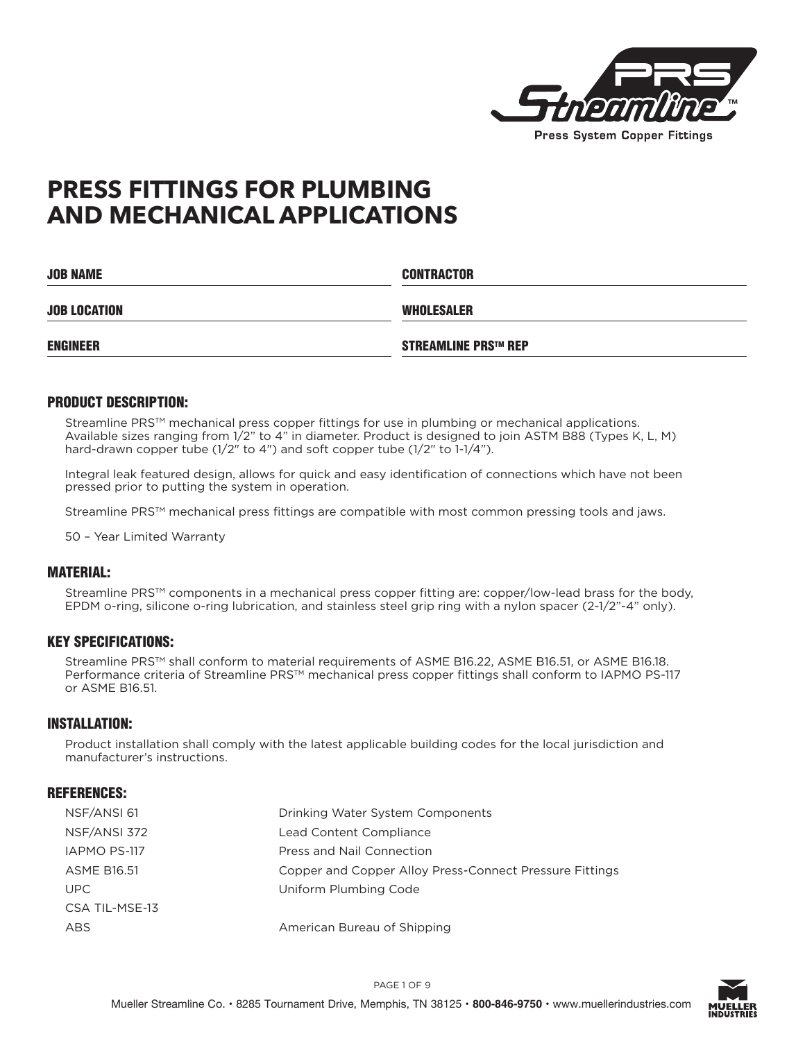PRS Streamline™

Press System Copper Fittings

# PRESS FITTINGS FOR PLUMBING AND MECHANICAL APPLICATIONS

| JOB NAME | CONTRACTOR |
|---|---|
| JOB LOCATION | WHOLESALER |
| ENGINEER | STREAMLINE PRS™ REP |

## PRODUCT DESCRIPTION:

Streamline PRS™ mechanical press copper fittings for use in plumbing or mechanical applications. Available sizes ranging from 1/2" to 4" in diameter. Product is designed to join ASTM B88 (Types K, L, M) hard-drawn copper tube (1/2" to 4") and soft copper tube (1/2" to 1-1/4").

Integral leak featured design, allows for quick and easy identification of connections which have not been pressed prior to putting the system in operation.

Streamline PRS™ mechanical press fittings are compatible with most common pressing tools and jaws.

50 – Year Limited Warranty

## MATERIAL:

Streamline PRS™ components in a mechanical press copper fitting are: copper/low-lead brass for the body, EPDM o-ring, silicone o-ring lubrication, and stainless steel grip ring with a nylon spacer (2-1/2"-4" only).

## KEY SPECIFICATIONS:

Streamline PRS™ shall conform to material requirements of ASME B16.22, ASME B16.51, or ASME B16.18. Performance criteria of Streamline PRS™ mechanical press copper fittings shall conform to IAPMO PS-117 or ASME B16.51.

## INSTALLATION:

Product installation shall comply with the latest applicable building codes for the local jurisdiction and manufacturer's instructions.

## REFERENCES:

| | |
|---|---|
| NSF/ANSI 61 | Drinking Water System Components |
| NSF/ANSI 372 | Lead Content Compliance |
| IAPMO PS-117 | Press and Nail Connection |
| ASME B16.51 | Copper and Copper Alloy Press-Connect Pressure Fittings |
| UPC | Uniform Plumbing Code |
| CSA TIL-MSE-13 | |
| ABS | American Bureau of Shipping |

Mueller Streamline Co. • 8285 Tournament Drive, Memphis, TN 38125 • **800-846-9750** • www.muellerindustries.com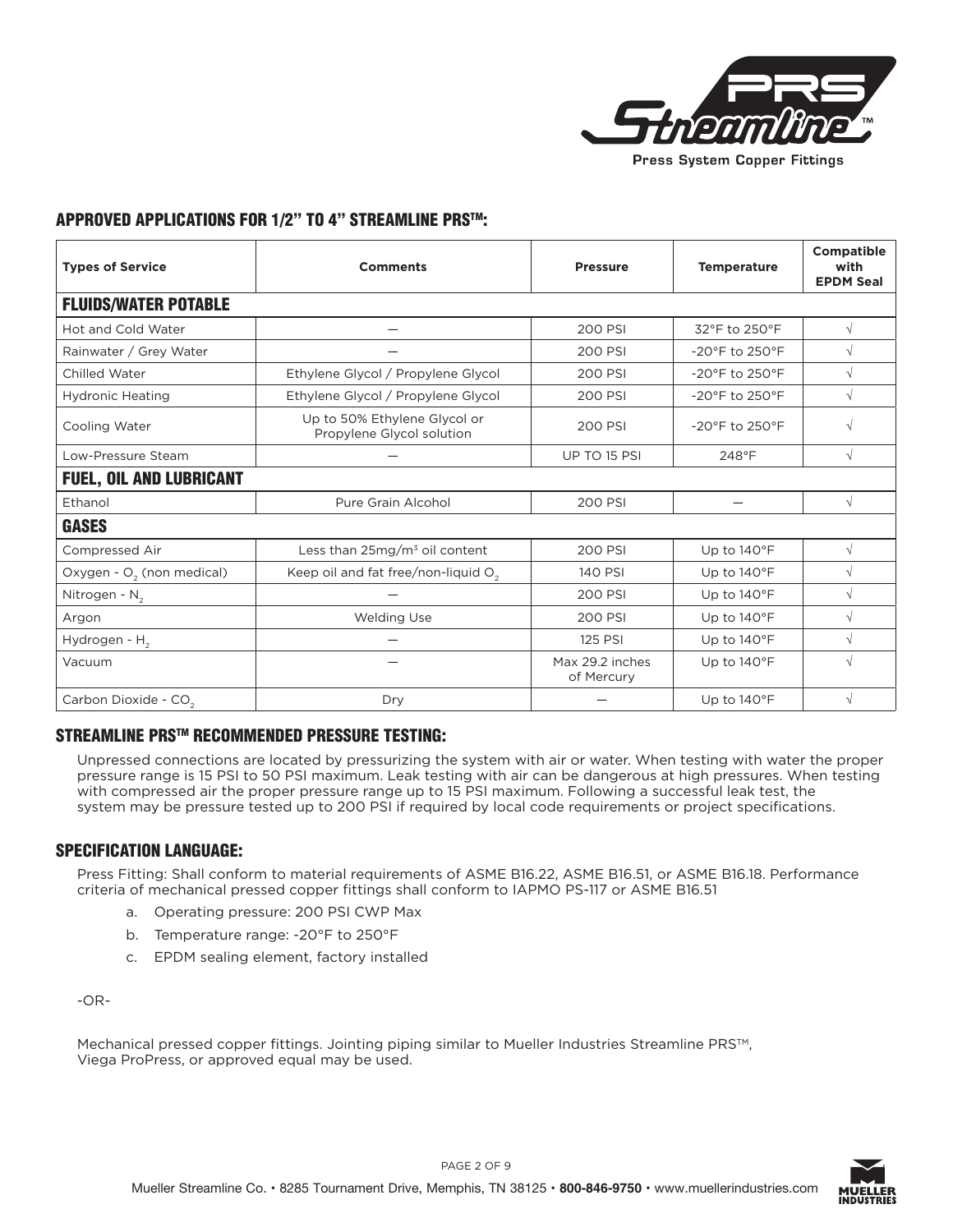## APPROVED APPLICATIONS FOR 1/2" TO 4" STREAMLINE PRS™:

| Types of Service | Comments | Pressure | Temperature | Compatible with EPDM Seal |
|---|---|---|---|---|
| **FLUIDS/WATER POTABLE** | | | | |
| Hot and Cold Water | — | 200 PSI | 32°F to 250°F | √ |
| Rainwater / Grey Water | — | 200 PSI | -20°F to 250°F | √ |
| Chilled Water | Ethylene Glycol / Propylene Glycol | 200 PSI | -20°F to 250°F | √ |
| Hydronic Heating | Ethylene Glycol / Propylene Glycol | 200 PSI | -20°F to 250°F | √ |
| Cooling Water | Up to 50% Ethylene Glycol or Propylene Glycol solution | 200 PSI | -20°F to 250°F | √ |
| Low-Pressure Steam | — | UP TO 15 PSI | 248°F | √ |
| **FUEL, OIL AND LUBRICANT** | | | | |
| Ethanol | Pure Grain Alcohol | 200 PSI | — | √ |
| **GASES** | | | | |
| Compressed Air | Less than 25mg/m³ oil content | 200 PSI | Up to 140°F | √ |
| Oxygen - $O_2$ (non medical) | Keep oil and fat free/non-liquid $O_2$ | 140 PSI | Up to 140°F | √ |
| Nitrogen - $N_2$ | — | 200 PSI | Up to 140°F | √ |
| Argon | Welding Use | 200 PSI | Up to 140°F | √ |
| Hydrogen - $H_2$ | — | 125 PSI | Up to 140°F | √ |
| Vacuum | — | Max 29.2 inches of Mercury | Up to 140°F | √ |
| Carbon Dioxide - $CO_2$ | Dry | — | Up to 140°F | √ |

## STREAMLINE PRS™ RECOMMENDED PRESSURE TESTING:

Unpressed connections are located by pressurizing the system with air or water. When testing with water the proper pressure range is 15 PSI to 50 PSI maximum. Leak testing with air can be dangerous at high pressures. When testing with compressed air the proper pressure range up to 15 PSI maximum. Following a successful leak test, the system may be pressure tested up to 200 PSI if required by local code requirements or project specifications.

## SPECIFICATION LANGUAGE:

Press Fitting: Shall conform to material requirements of ASME B16.22, ASME B16.51, or ASME B16.18. Performance criteria of mechanical pressed copper fittings shall conform to IAPMO PS-117 or ASME B16.51

a. Operating pressure: 200 PSI CWP Max
b. Temperature range: -20°F to 250°F
c. EPDM sealing element, factory installed

-OR-

Mechanical pressed copper fittings. Jointing piping similar to Mueller Industries Streamline PRS™, Viega ProPress, or approved equal may be used.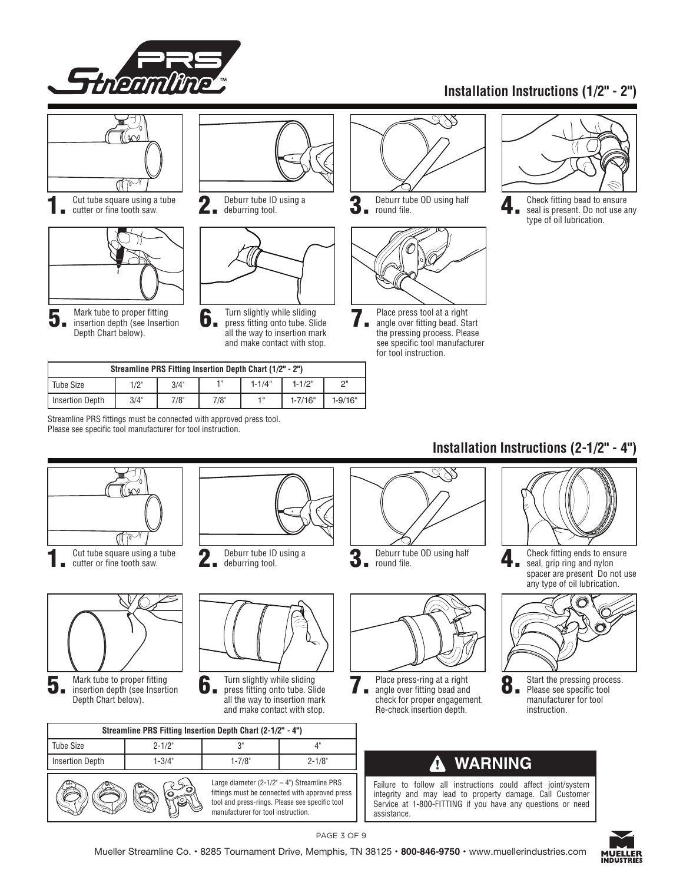# PRS Streamline™

## Installation Instructions (1/2" - 2")

1. Cut tube square using a tube cutter or fine tooth saw.
2. Deburr tube ID using a deburring tool.
3. Deburr tube OD using half round file.
4. Check fitting bead to ensure seal is present. Do not use any type of oil lubrication.
5. Mark tube to proper fitting insertion depth (see Insertion Depth Chart below).
6. Turn slightly while sliding press fitting onto tube. Slide all the way to insertion mark and make contact with stop.
7. Place press tool at a right angle over fitting bead. Start the pressing process. Please see specific tool manufacturer for tool instruction.

| Streamline PRS Fitting Insertion Depth Chart (1/2" - 2") | | | | | | |
|---|---|---|---|---|---|---|
| Tube Size | 1/2" | 3/4" | 1" | 1-1/4" | 1-1/2" | 2" |
| Insertion Depth | 3/4" | 7/8" | 7/8" | 1" | 1-7/16" | 1-9/16" |

Streamline PRS fittings must be connected with approved press tool.
Please see specific tool manufacturer for tool instruction.

## Installation Instructions (2-1/2" - 4")

1. Cut tube square using a tube cutter or fine tooth saw.
2. Deburr tube ID using a deburring tool.
3. Deburr tube OD using half round file.
4. Check fitting ends to ensure seal, grip ring and nylon spacer are present Do not use any type of oil lubrication.
5. Mark tube to proper fitting insertion depth (see Insertion Depth Chart below).
6. Turn slightly while sliding press fitting onto tube. Slide all the way to insertion mark and make contact with stop.
7. Place press-ring at a right angle over fitting bead and check for proper engagement. Re-check insertion depth.
8. Start the pressing process. Please see specific tool manufacturer for tool instruction.

| Streamline PRS Fitting Insertion Depth Chart (2-1/2" - 4") | | | |
|---|---|---|---|
| Tube Size | 2-1/2" | 3" | 4" |
| Insertion Depth | 1-3/4" | 1-7/8" | 2-1/8" |

Large diameter (2-1/2" – 4") Streamline PRS fittings must be connected with approved press tool and press-rings. Please see specific tool manufacturer for tool instruction.

### ⚠ WARNING

Failure to follow all instructions could affect joint/system integrity and may lead to property damage. Call Customer Service at 1-800-FITTING if you have any questions or need assistance.

Mueller Streamline Co. • 8285 Tournament Drive, Memphis, TN 38125 • **800-846-9750** • www.muellerindustries.com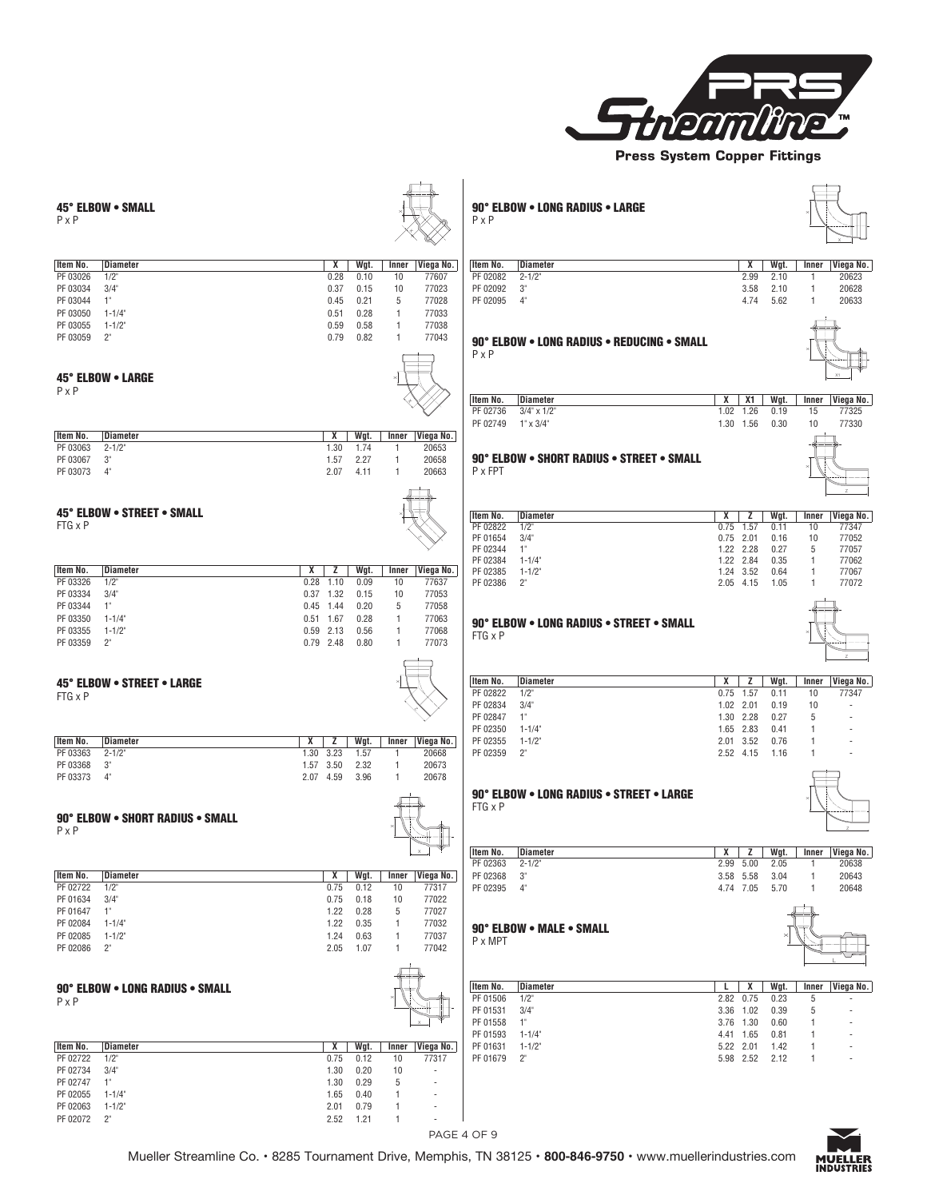# PRS Streamline™ Press System Copper Fittings

### 45° ELBOW • SMALL
P x P

| Item No. | Diameter | X | Wgt. | Inner | Viega No. |
|---|---|---|---|---|---|
| PF 03026 | 1/2" | 0.28 | 0.10 | 10 | 77607 |
| PF 03034 | 3/4" | 0.37 | 0.15 | 10 | 77023 |
| PF 03044 | 1" | 0.45 | 0.21 | 5 | 77028 |
| PF 03050 | 1-1/4" | 0.51 | 0.28 | 1 | 77033 |
| PF 03055 | 1-1/2" | 0.59 | 0.58 | 1 | 77038 |
| PF 03059 | 2" | 0.79 | 0.82 | 1 | 77043 |

### 45° ELBOW • LARGE
P x P

| Item No. | Diameter | X | Wgt. | Inner | Viega No. |
|---|---|---|---|---|---|
| PF 03063 | 2-1/2" | 1.30 | 1.74 | 1 | 20653 |
| PF 03067 | 3" | 1.57 | 2.27 | 1 | 20658 |
| PF 03073 | 4" | 2.07 | 4.11 | 1 | 20663 |

### 45° ELBOW • STREET • SMALL
FTG x P

| Item No. | Diameter | X | Z | Wgt. | Inner | Viega No. |
|---|---|---|---|---|---|---|
| PF 03326 | 1/2" | 0.28 | 1.10 | 0.09 | 10 | 77637 |
| PF 03334 | 3/4" | 0.37 | 1.32 | 0.15 | 10 | 77053 |
| PF 03344 | 1" | 0.45 | 1.44 | 0.20 | 5 | 77058 |
| PF 03350 | 1-1/4" | 0.51 | 1.67 | 0.28 | 1 | 77063 |
| PF 03355 | 1-1/2" | 0.59 | 2.13 | 0.56 | 1 | 77068 |
| PF 03359 | 2" | 0.79 | 2.48 | 0.80 | 1 | 77073 |

### 45° ELBOW • STREET • LARGE
FTG x P

| Item No. | Diameter | X | Z | Wgt. | Inner | Viega No. |
|---|---|---|---|---|---|---|
| PF 03363 | 2-1/2" | 1.30 | 3.23 | 1.57 | 1 | 20668 |
| PF 03368 | 3" | 1.57 | 3.50 | 2.32 | 1 | 20673 |
| PF 03373 | 4" | 2.07 | 4.59 | 3.96 | 1 | 20678 |

### 90° ELBOW • SHORT RADIUS • SMALL
P x P

| Item No. | Diameter | X | Wgt. | Inner | Viega No. |
|---|---|---|---|---|---|
| PF 02722 | 1/2" | 0.75 | 0.12 | 10 | 77317 |
| PF 01634 | 3/4" | 0.75 | 0.18 | 10 | 77022 |
| PF 01647 | 1" | 1.22 | 0.28 | 5 | 77027 |
| PF 02084 | 1-1/4" | 1.22 | 0.35 | 1 | 77032 |
| PF 02085 | 1-1/2" | 1.24 | 0.63 | 1 | 77037 |
| PF 02086 | 2" | 2.05 | 1.07 | 1 | 77042 |

### 90° ELBOW • LONG RADIUS • SMALL
P x P

| Item No. | Diameter | X | Wgt. | Inner | Viega No. |
|---|---|---|---|---|---|
| PF 02722 | 1/2" | 0.75 | 0.12 | 10 | 77317 |
| PF 02734 | 3/4" | 1.30 | 0.20 | 10 | - |
| PF 02747 | 1" | 1.30 | 0.29 | 5 | - |
| PF 02055 | 1-1/4" | 1.65 | 0.40 | 1 | - |
| PF 02063 | 1-1/2" | 2.01 | 0.79 | 1 | - |
| PF 02072 | 2" | 2.52 | 1.21 | 1 | - |

### 90° ELBOW • LONG RADIUS • LARGE
P x P

| Item No. | Diameter | X | Wgt. | Inner | Viega No. |
|---|---|---|---|---|---|
| PF 02082 | 2-1/2" | 2.99 | 2.10 | 1 | 20623 |
| PF 02092 | 3" | 3.58 | 2.10 | 1 | 20628 |
| PF 02095 | 4" | 4.74 | 5.62 | 1 | 20633 |

### 90° ELBOW • LONG RADIUS • REDUCING • SMALL
P x P

| Item No. | Diameter | X | X1 | Wgt. | Inner | Viega No. |
|---|---|---|---|---|---|---|
| PF 02736 | 3/4" x 1/2" | 1.02 | 1.26 | 0.19 | 15 | 77325 |
| PF 02749 | 1" x 3/4" | 1.30 | 1.56 | 0.30 | 10 | 77330 |

### 90° ELBOW • SHORT RADIUS • STREET • SMALL
P x FPT

| Item No. | Diameter | X | Z | Wgt. | Inner | Viega No. |
|---|---|---|---|---|---|---|
| PF 02822 | 1/2" | 0.75 | 1.57 | 0.11 | 10 | 77347 |
| PF 01654 | 3/4" | 0.75 | 2.01 | 0.16 | 10 | 77052 |
| PF 02344 | 1" | 1.22 | 2.28 | 0.27 | 5 | 77057 |
| PF 02384 | 1-1/4" | 1.22 | 2.84 | 0.35 | 1 | 77062 |
| PF 02385 | 1-1/2" | 1.24 | 3.52 | 0.64 | 1 | 77067 |
| PF 02386 | 2" | 2.05 | 4.15 | 1.05 | 1 | 77072 |

### 90° ELBOW • LONG RADIUS • STREET • SMALL
FTG x P

| Item No. | Diameter | X | Z | Wgt. | Inner | Viega No. |
|---|---|---|---|---|---|---|
| PF 02822 | 1/2" | 0.75 | 1.57 | 0.11 | 10 | 77347 |
| PF 02834 | 3/4" | 1.02 | 2.01 | 0.19 | 10 | - |
| PF 02847 | 1" | 1.30 | 2.28 | 0.27 | 5 | - |
| PF 02350 | 1-1/4" | 1.65 | 2.83 | 0.41 | 1 | - |
| PF 02355 | 1-1/2" | 2.01 | 3.52 | 0.76 | 1 | - |
| PF 02359 | 2" | 2.52 | 4.15 | 1.16 | 1 | - |

### 90° ELBOW • LONG RADIUS • STREET • LARGE
FTG x P

| Item No. | Diameter | X | Z | Wgt. | Inner | Viega No. |
|---|---|---|---|---|---|---|
| PF 02363 | 2-1/2" | 2.99 | 5.00 | 2.05 | 1 | 20638 |
| PF 02368 | 3" | 3.58 | 5.58 | 3.04 | 1 | 20643 |
| PF 02395 | 4" | 4.74 | 7.05 | 5.70 | 1 | 20648 |

### 90° ELBOW • MALE • SMALL
P x MPT

| Item No. | Diameter | L | X | Wgt. | Inner | Viega No. |
|---|---|---|---|---|---|---|
| PF 01506 | 1/2" | 2.82 | 0.75 | 0.23 | 5 | - |
| PF 01531 | 3/4" | 3.36 | 1.02 | 0.39 | 5 | - |
| PF 01558 | 1" | 3.76 | 1.30 | 0.60 | 1 | - |
| PF 01593 | 1-1/4" | 4.41 | 1.65 | 0.81 | 1 | - |
| PF 01631 | 1-1/2" | 5.22 | 2.01 | 1.42 | 1 | - |
| PF 01679 | 2" | 5.98 | 2.52 | 2.12 | 1 | - |

Mueller Streamline Co. • 8285 Tournament Drive, Memphis, TN 38125 • **800-846-9750** • www.muellerindustries.com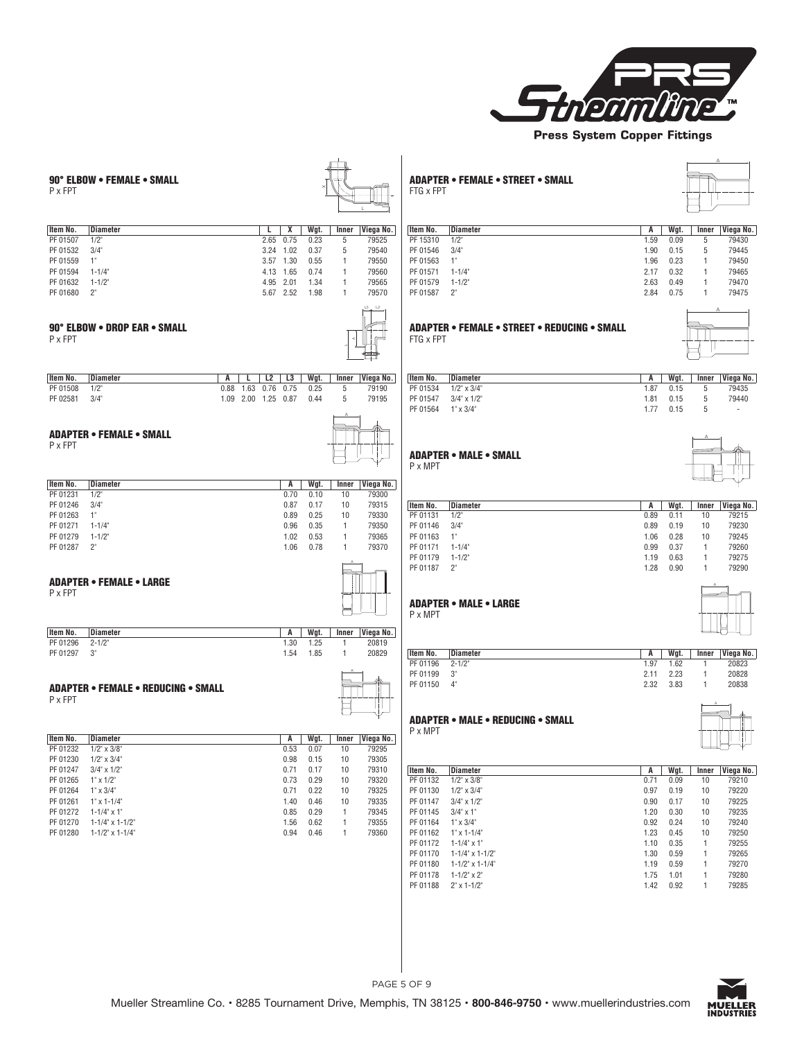PRS Streamline™

Press System Copper Fittings

## 90° ELBOW • FEMALE • SMALL

P x FPT

| Item No. | Diameter | L | X | Wgt. | Inner | Viega No. |
|---|---|---|---|---|---|---|
| PF 01507 | 1/2" | 2.65 | 0.75 | 0.23 | 5 | 79525 |
| PF 01532 | 3/4" | 3.24 | 1.02 | 0.37 | 5 | 79540 |
| PF 01559 | 1" | 3.57 | 1.30 | 0.55 | 1 | 79550 |
| PF 01594 | 1-1/4" | 4.13 | 1.65 | 0.74 | 1 | 79560 |
| PF 01632 | 1-1/2" | 4.95 | 2.01 | 1.34 | 1 | 79565 |
| PF 01680 | 2" | 5.67 | 2.52 | 1.98 | 1 | 79570 |

## 90° ELBOW • DROP EAR • SMALL

P x FPT

| Item No. | Diameter | A | L | L2 | L3 | Wgt. | Inner | Viega No. |
|---|---|---|---|---|---|---|---|---|
| PF 01508 | 1/2" | 0.88 | 1.63 | 0.76 | 0.75 | 0.25 | 5 | 79190 |
| PF 02581 | 3/4" | 1.09 | 2.00 | 1.25 | 0.87 | 0.44 | 5 | 79195 |

## ADAPTER • FEMALE • SMALL

P x FPT

| Item No. | Diameter | A | Wgt. | Inner | Viega No. |
|---|---|---|---|---|---|
| PF 01231 | 1/2" | 0.70 | 0.10 | 10 | 79300 |
| PF 01246 | 3/4" | 0.87 | 0.17 | 10 | 79315 |
| PF 01263 | 1" | 0.89 | 0.25 | 10 | 79330 |
| PF 01271 | 1-1/4" | 0.96 | 0.35 | 1 | 79350 |
| PF 01279 | 1-1/2" | 1.02 | 0.53 | 1 | 79365 |
| PF 01287 | 2" | 1.06 | 0.78 | 1 | 79370 |

## ADAPTER • FEMALE • LARGE

P x FPT

| Item No. | Diameter | A | Wgt. | Inner | Viega No. |
|---|---|---|---|---|---|
| PF 01296 | 2-1/2" | 1.30 | 1.25 | 1 | 20819 |
| PF 01297 | 3" | 1.54 | 1.85 | 1 | 20829 |

## ADAPTER • FEMALE • REDUCING • SMALL

P x FPT

| Item No. | Diameter | A | Wgt. | Inner | Viega No. |
|---|---|---|---|---|---|
| PF 01232 | 1/2" x 3/8" | 0.53 | 0.07 | 10 | 79295 |
| PF 01230 | 1/2" x 3/4" | 0.98 | 0.15 | 10 | 79305 |
| PF 01247 | 3/4" x 1/2" | 0.71 | 0.17 | 10 | 79310 |
| PF 01265 | 1" x 1/2" | 0.73 | 0.29 | 10 | 79320 |
| PF 01264 | 1" x 3/4" | 0.71 | 0.22 | 10 | 79325 |
| PF 01261 | 1" x 1-1/4" | 1.40 | 0.46 | 10 | 79335 |
| PF 01272 | 1-1/4" x 1" | 0.85 | 0.29 | 1 | 79345 |
| PF 01270 | 1-1/4" x 1-1/2" | 1.56 | 0.62 | 1 | 79355 |
| PF 01280 | 1-1/2" x 1-1/4" | 0.94 | 0.46 | 1 | 79360 |

## ADAPTER • FEMALE • STREET • SMALL

FTG x FPT

| Item No. | Diameter | A | Wgt. | Inner | Viega No. |
|---|---|---|---|---|---|
| PF 15310 | 1/2" | 1.59 | 0.09 | 5 | 79430 |
| PF 01546 | 3/4" | 1.90 | 0.15 | 5 | 79445 |
| PF 01563 | 1" | 1.96 | 0.23 | 1 | 79450 |
| PF 01571 | 1-1/4" | 2.17 | 0.32 | 1 | 79465 |
| PF 01579 | 1-1/2" | 2.63 | 0.49 | 1 | 79470 |
| PF 01587 | 2" | 2.84 | 0.75 | 1 | 79475 |

## ADAPTER • FEMALE • STREET • REDUCING • SMALL

FTG x FPT

| Item No. | Diameter | A | Wgt. | Inner | Viega No. |
|---|---|---|---|---|---|
| PF 01534 | 1/2" x 3/4" | 1.87 | 0.15 | 5 | 79435 |
| PF 01547 | 3/4" x 1/2" | 1.81 | 0.15 | 5 | 79440 |
| PF 01564 | 1" x 3/4" | 1.77 | 0.15 | 5 | - |

## ADAPTER • MALE • SMALL

P x MPT

| Item No. | Diameter | A | Wgt. | Inner | Viega No. |
|---|---|---|---|---|---|
| PF 01131 | 1/2" | 0.89 | 0.11 | 10 | 79215 |
| PF 01146 | 3/4" | 0.89 | 0.19 | 10 | 79230 |
| PF 01163 | 1" | 1.06 | 0.28 | 10 | 79245 |
| PF 01171 | 1-1/4" | 0.99 | 0.37 | 1 | 79260 |
| PF 01179 | 1-1/2" | 1.19 | 0.63 | 1 | 79275 |
| PF 01187 | 2" | 1.28 | 0.90 | 1 | 79290 |

## ADAPTER • MALE • LARGE

P x MPT

| Item No. | Diameter | A | Wgt. | Inner | Viega No. |
|---|---|---|---|---|---|
| PF 01196 | 2-1/2" | 1.97 | 1.62 | 1 | 20823 |
| PF 01199 | 3" | 2.11 | 2.23 | 1 | 20828 |
| PF 01150 | 4" | 2.32 | 3.83 | 1 | 20838 |

## ADAPTER • MALE • REDUCING • SMALL

P x MPT

| Item No. | Diameter | A | Wgt. | Inner | Viega No. |
|---|---|---|---|---|---|
| PF 01132 | 1/2" x 3/8" | 0.71 | 0.09 | 10 | 79210 |
| PF 01130 | 1/2" x 3/4" | 0.97 | 0.19 | 10 | 79220 |
| PF 01147 | 3/4" x 1/2" | 0.90 | 0.17 | 10 | 79225 |
| PF 01145 | 3/4" x 1" | 1.20 | 0.30 | 10 | 79235 |
| PF 01164 | 1" x 3/4" | 0.92 | 0.24 | 10 | 79240 |
| PF 01162 | 1" x 1-1/4" | 1.23 | 0.45 | 10 | 79250 |
| PF 01172 | 1-1/4" x 1" | 1.10 | 0.35 | 1 | 79255 |
| PF 01170 | 1-1/4" x 1-1/2" | 1.30 | 0.59 | 1 | 79265 |
| PF 01180 | 1-1/2" x 1-1/4" | 1.19 | 0.59 | 1 | 79270 |
| PF 01178 | 1-1/2" x 2" | 1.75 | 1.01 | 1 | 79280 |
| PF 01188 | 2" x 1-1/2" | 1.42 | 0.92 | 1 | 79285 |

Mueller Streamline Co. • 8285 Tournament Drive, Memphis, TN 38125 • **800-846-9750** • www.muellerindustries.com

MUELLER INDUSTRIES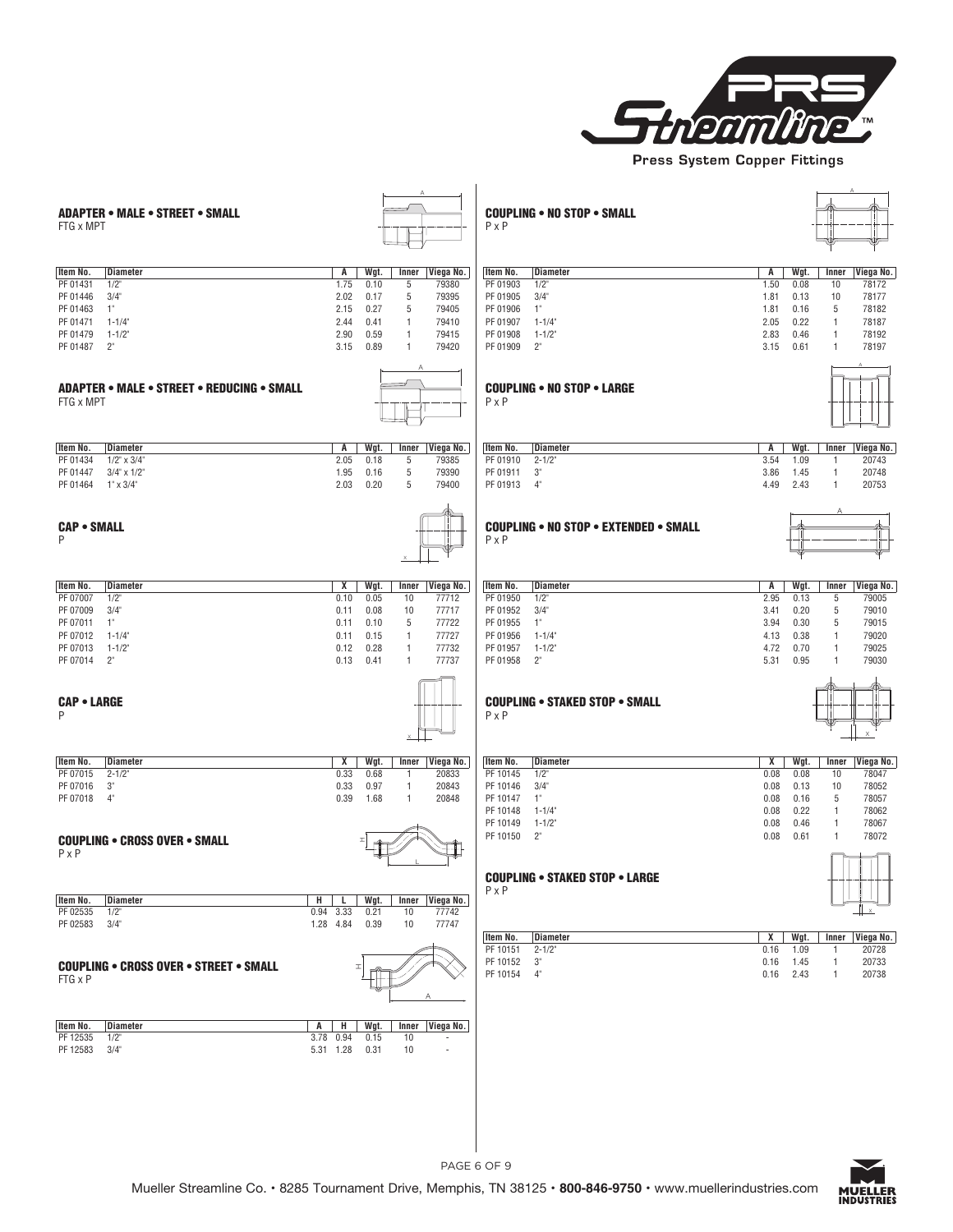PRS Streamline™

Press System Copper Fittings

### ADAPTER • MALE • STREET • SMALL
FTG x MPT

| Item No. | Diameter | A | Wgt. | Inner | Viega No. |
|---|---|---|---|---|---|
| PF 01431 | 1/2" | 1.75 | 0.10 | 5 | 79380 |
| PF 01446 | 3/4" | 2.02 | 0.17 | 5 | 79395 |
| PF 01463 | 1" | 2.15 | 0.27 | 5 | 79405 |
| PF 01471 | 1-1/4" | 2.44 | 0.41 | 1 | 79410 |
| PF 01479 | 1-1/2" | 2.90 | 0.59 | 1 | 79415 |
| PF 01487 | 2" | 3.15 | 0.89 | 1 | 79420 |

### ADAPTER • MALE • STREET • REDUCING • SMALL
FTG x MPT

| Item No. | Diameter | A | Wgt. | Inner | Viega No. |
|---|---|---|---|---|---|
| PF 01434 | 1/2" x 3/4" | 2.05 | 0.18 | 5 | 79385 |
| PF 01447 | 3/4" x 1/2" | 1.95 | 0.16 | 5 | 79390 |
| PF 01464 | 1" x 3/4" | 2.03 | 0.20 | 5 | 79400 |

### CAP • SMALL
P

| Item No. | Diameter | X | Wgt. | Inner | Viega No. |
|---|---|---|---|---|---|
| PF 07007 | 1/2" | 0.10 | 0.05 | 10 | 77712 |
| PF 07009 | 3/4" | 0.11 | 0.08 | 10 | 77717 |
| PF 07011 | 1" | 0.11 | 0.10 | 5 | 77722 |
| PF 07012 | 1-1/4" | 0.11 | 0.15 | 1 | 77727 |
| PF 07013 | 1-1/2" | 0.12 | 0.28 | 1 | 77732 |
| PF 07014 | 2" | 0.13 | 0.41 | 1 | 77737 |

### CAP • LARGE
P

| Item No. | Diameter | X | Wgt. | Inner | Viega No. |
|---|---|---|---|---|---|
| PF 07015 | 2-1/2" | 0.33 | 0.68 | 1 | 20833 |
| PF 07016 | 3" | 0.33 | 0.97 | 1 | 20843 |
| PF 07018 | 4" | 0.39 | 1.68 | 1 | 20848 |

### COUPLING • CROSS OVER • SMALL
P x P

| Item No. | Diameter | H | L | Wgt. | Inner | Viega No. |
|---|---|---|---|---|---|---|
| PF 02535 | 1/2" | 0.94 | 3.33 | 0.21 | 10 | 77742 |
| PF 02583 | 3/4" | 1.28 | 4.84 | 0.39 | 10 | 77747 |

### COUPLING • CROSS OVER • STREET • SMALL
FTG x P

| Item No. | Diameter | A | H | Wgt. | Inner | Viega No. |
|---|---|---|---|---|---|---|
| PF 12535 | 1/2" | 3.78 | 0.94 | 0.15 | 10 | - |
| PF 12583 | 3/4" | 5.31 | 1.28 | 0.31 | 10 | - |

### COUPLING • NO STOP • SMALL
P x P

| Item No. | Diameter | A | Wgt. | Inner | Viega No. |
|---|---|---|---|---|---|
| PF 01903 | 1/2" | 1.50 | 0.08 | 10 | 78172 |
| PF 01905 | 3/4" | 1.81 | 0.13 | 10 | 78177 |
| PF 01906 | 1" | 1.81 | 0.16 | 5 | 78182 |
| PF 01907 | 1-1/4" | 2.05 | 0.22 | 1 | 78187 |
| PF 01908 | 1-1/2" | 2.83 | 0.46 | 1 | 78192 |
| PF 01909 | 2" | 3.15 | 0.61 | 1 | 78197 |

### COUPLING • NO STOP • LARGE
P x P

| Item No. | Diameter | A | Wgt. | Inner | Viega No. |
|---|---|---|---|---|---|
| PF 01910 | 2-1/2" | 3.54 | 1.09 | 1 | 20743 |
| PF 01911 | 3" | 3.86 | 1.45 | 1 | 20748 |
| PF 01913 | 4" | 4.49 | 2.43 | 1 | 20753 |

### COUPLING • NO STOP • EXTENDED • SMALL
P x P

| Item No. | Diameter | A | Wgt. | Inner | Viega No. |
|---|---|---|---|---|---|
| PF 01950 | 1/2" | 2.95 | 0.13 | 5 | 79005 |
| PF 01952 | 3/4" | 3.41 | 0.20 | 5 | 79010 |
| PF 01955 | 1" | 3.94 | 0.30 | 5 | 79015 |
| PF 01956 | 1-1/4" | 4.13 | 0.38 | 1 | 79020 |
| PF 01957 | 1-1/2" | 4.72 | 0.70 | 1 | 79025 |
| PF 01958 | 2" | 5.31 | 0.95 | 1 | 79030 |

### COUPLING • STAKED STOP • SMALL
P x P

| Item No. | Diameter | X | Wgt. | Inner | Viega No. |
|---|---|---|---|---|---|
| PF 10145 | 1/2" | 0.08 | 0.08 | 10 | 78047 |
| PF 10146 | 3/4" | 0.08 | 0.13 | 10 | 78052 |
| PF 10147 | 1" | 0.08 | 0.16 | 5 | 78057 |
| PF 10148 | 1-1/4" | 0.08 | 0.22 | 1 | 78062 |
| PF 10149 | 1-1/2" | 0.08 | 0.46 | 1 | 78067 |
| PF 10150 | 2" | 0.08 | 0.61 | 1 | 78072 |

### COUPLING • STAKED STOP • LARGE
P x P

| Item No. | Diameter | X | Wgt. | Inner | Viega No. |
|---|---|---|---|---|---|
| PF 10151 | 2-1/2" | 0.16 | 1.09 | 1 | 20728 |
| PF 10152 | 3" | 0.16 | 1.45 | 1 | 20733 |
| PF 10154 | 4" | 0.16 | 2.43 | 1 | 20738 |

Mueller Streamline Co. • 8285 Tournament Drive, Memphis, TN 38125 • **800-846-9750** • www.muellerindustries.com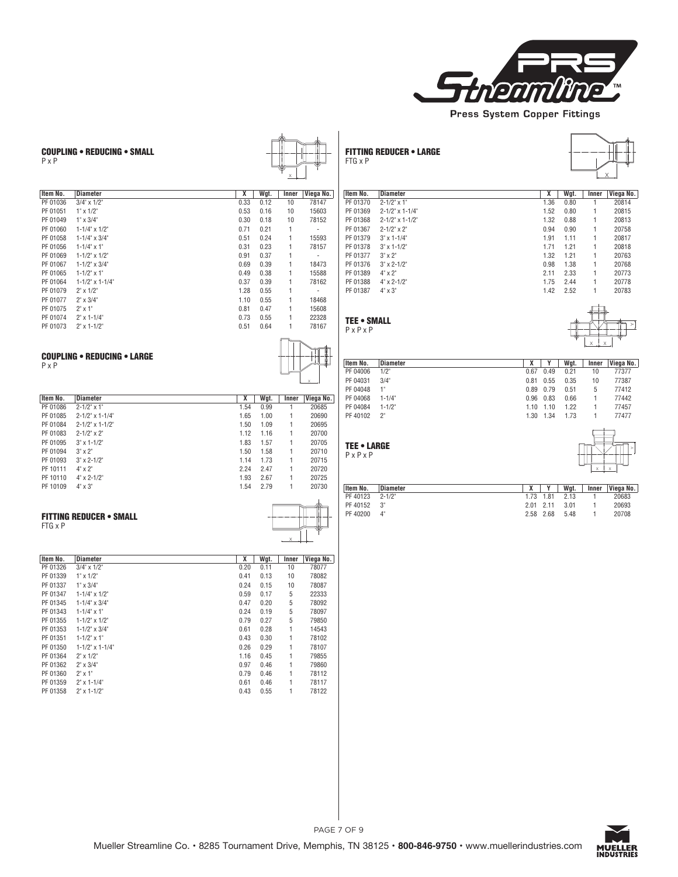**Press System Copper Fittings**

### COUPLING • REDUCING • SMALL
P x P

| Item No. | Diameter | X | Wgt. | Inner | Viega No. |
|---|---|---|---|---|---|
| PF 01036 | 3/4" x 1/2" | 0.33 | 0.12 | 10 | 78147 |
| PF 01051 | 1" x 1/2" | 0.53 | 0.16 | 10 | 15603 |
| PF 01049 | 1" x 3/4" | 0.30 | 0.18 | 10 | 78152 |
| PF 01060 | 1-1/4" x 1/2" | 0.71 | 0.21 | 1 | - |
| PF 01058 | 1-1/4" x 3/4" | 0.51 | 0.24 | 1 | 15593 |
| PF 01056 | 1-1/4" x 1" | 0.31 | 0.23 | 1 | 78157 |
| PF 01069 | 1-1/2" x 1/2" | 0.91 | 0.37 | 1 | - |
| PF 01067 | 1-1/2" x 3/4" | 0.69 | 0.39 | 1 | 18473 |
| PF 01065 | 1-1/2" x 1" | 0.49 | 0.38 | 1 | 15588 |
| PF 01064 | 1-1/2" x 1-1/4" | 0.37 | 0.39 | 1 | 78162 |
| PF 01079 | 2" x 1/2" | 1.28 | 0.55 | 1 | - |
| PF 01077 | 2" x 3/4" | 1.10 | 0.55 | 1 | 18468 |
| PF 01075 | 2" x 1" | 0.81 | 0.47 | 1 | 15608 |
| PF 01074 | 2" x 1-1/4" | 0.73 | 0.55 | 1 | 22328 |
| PF 01073 | 2" x 1-1/2" | 0.51 | 0.64 | 1 | 78167 |

### COUPLING • REDUCING • LARGE
P x P

| Item No. | Diameter | X | Wgt. | Inner | Viega No. |
|---|---|---|---|---|---|
| PF 01086 | 2-1/2" x 1" | 1.54 | 0.99 | 1 | 20685 |
| PF 01085 | 2-1/2" x 1-1/4" | 1.65 | 1.00 | 1 | 20690 |
| PF 01084 | 2-1/2" x 1-1/2" | 1.50 | 1.09 | 1 | 20695 |
| PF 01083 | 2-1/2" x 2" | 1.12 | 1.16 | 1 | 20700 |
| PF 01095 | 3" x 1-1/2" | 1.83 | 1.57 | 1 | 20705 |
| PF 01094 | 3" x 2" | 1.50 | 1.58 | 1 | 20710 |
| PF 01093 | 3" x 2-1/2" | 1.14 | 1.73 | 1 | 20715 |
| PF 10111 | 4" x 2" | 2.24 | 2.47 | 1 | 20720 |
| PF 10110 | 4" x 2-1/2" | 1.93 | 2.67 | 1 | 20725 |
| PF 10109 | 4" x 3" | 1.54 | 2.79 | 1 | 20730 |

### FITTING REDUCER • SMALL
FTG x P

| Item No. | Diameter | X | Wgt. | Inner | Viega No. |
|---|---|---|---|---|---|
| PF 01326 | 3/4" x 1/2" | 0.20 | 0.11 | 10 | 78077 |
| PF 01339 | 1" x 1/2" | 0.41 | 0.13 | 10 | 78082 |
| PF 01337 | 1" x 3/4" | 0.24 | 0.15 | 10 | 78087 |
| PF 01347 | 1-1/4" x 1/2" | 0.59 | 0.17 | 5 | 22333 |
| PF 01345 | 1-1/4" x 3/4" | 0.47 | 0.20 | 5 | 78092 |
| PF 01343 | 1-1/4" x 1" | 0.24 | 0.19 | 5 | 78097 |
| PF 01355 | 1-1/2" x 1/2" | 0.79 | 0.27 | 5 | 79850 |
| PF 01353 | 1-1/2" x 3/4" | 0.61 | 0.28 | 1 | 14543 |
| PF 01351 | 1-1/2" x 1" | 0.43 | 0.30 | 1 | 78102 |
| PF 01350 | 1-1/2" x 1-1/4" | 0.26 | 0.29 | 1 | 78107 |
| PF 01364 | 2" x 1/2" | 1.16 | 0.45 | 1 | 79855 |
| PF 01362 | 2" x 3/4" | 0.97 | 0.46 | 1 | 79860 |
| PF 01360 | 2" x 1" | 0.79 | 0.46 | 1 | 78112 |
| PF 01359 | 2" x 1-1/4" | 0.61 | 0.46 | 1 | 78117 |
| PF 01358 | 2" x 1-1/2" | 0.43 | 0.55 | 1 | 78122 |

### FITTING REDUCER • LARGE
FTG x P

| Item No. | Diameter | X | Wgt. | Inner | Viega No. |
|---|---|---|---|---|---|
| PF 01370 | 2-1/2" x 1" | 1.36 | 0.80 | 1 | 20814 |
| PF 01369 | 2-1/2" x 1-1/4" | 1.52 | 0.80 | 1 | 20815 |
| PF 01368 | 2-1/2" x 1-1/2" | 1.32 | 0.88 | 1 | 20813 |
| PF 01367 | 2-1/2" x 2" | 0.94 | 0.90 | 1 | 20758 |
| PF 01379 | 3" x 1-1/4" | 1.91 | 1.11 | 1 | 20817 |
| PF 01378 | 3" x 1-1/2" | 1.71 | 1.21 | 1 | 20818 |
| PF 01377 | 3" x 2" | 1.32 | 1.21 | 1 | 20763 |
| PF 01376 | 3" x 2-1/2" | 0.98 | 1.38 | 1 | 20768 |
| PF 01389 | 4" x 2" | 2.11 | 2.33 | 1 | 20773 |
| PF 01388 | 4" x 2-1/2" | 1.75 | 2.44 | 1 | 20778 |
| PF 01387 | 4" x 3" | 1.42 | 2.52 | 1 | 20783 |

### TEE • SMALL
P x P x P

| Item No. | Diameter | X | Y | Wgt. | Inner | Viega No. |
|---|---|---|---|---|---|---|
| PF 04006 | 1/2" | 0.67 | 0.49 | 0.21 | 10 | 77377 |
| PF 04031 | 3/4" | 0.81 | 0.55 | 0.35 | 10 | 77387 |
| PF 04048 | 1" | 0.89 | 0.79 | 0.51 | 5 | 77412 |
| PF 04068 | 1-1/4" | 0.96 | 0.83 | 0.66 | 1 | 77442 |
| PF 04084 | 1-1/2" | 1.10 | 1.10 | 1.22 | 1 | 77457 |
| PF 40102 | 2" | 1.30 | 1.34 | 1.73 | 1 | 77477 |

### TEE • LARGE
P x P x P

| Item No. | Diameter | X | Y | Wgt. | Inner | Viega No. |
|---|---|---|---|---|---|---|
| PF 40123 | 2-1/2" | 1.73 | 1.81 | 2.13 | 1 | 20683 |
| PF 40152 | 3" | 2.01 | 2.11 | 3.01 | 1 | 20693 |
| PF 40200 | 4" | 2.58 | 2.68 | 5.48 | 1 | 20708 |

Mueller Streamline Co. • 8285 Tournament Drive, Memphis, TN 38125 • **800-846-9750** • www.muellerindustries.com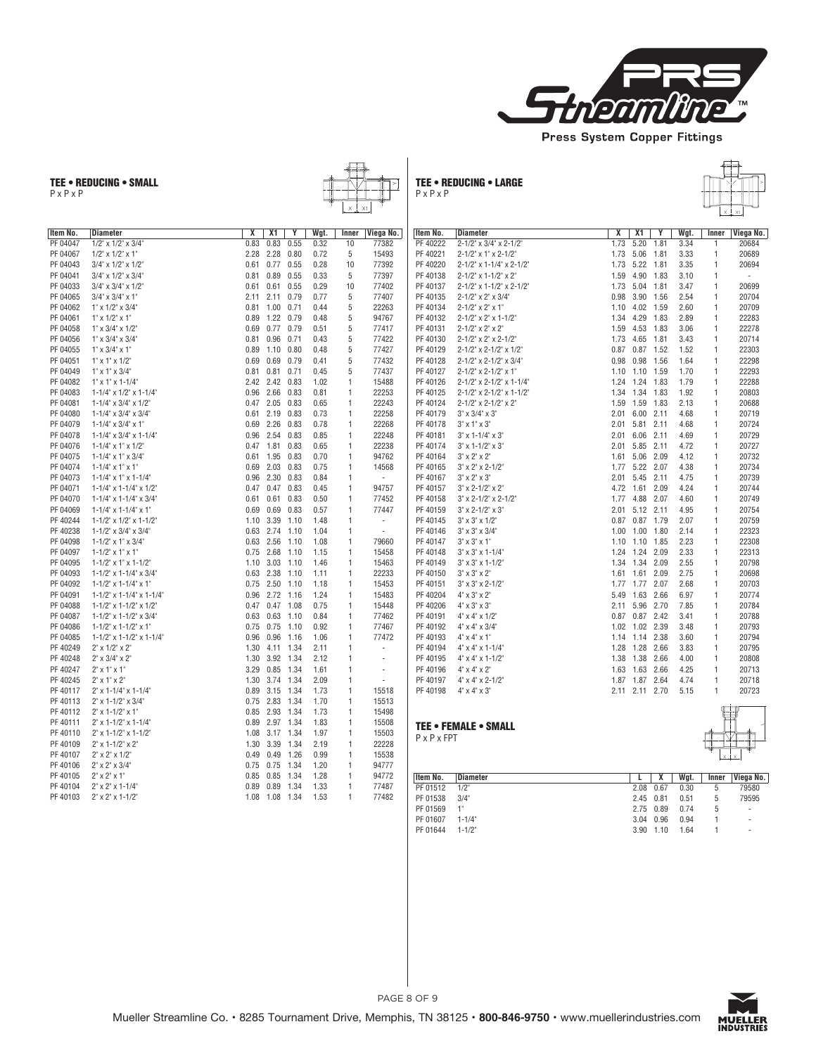PRS Streamline™

Press System Copper Fittings

## TEE • REDUCING • SMALL

P x P x P

| Item No. | Diameter | X | X1 | Y | Wgt. | Inner | Viega No. |
|---|---|---|---|---|---|---|---|
| PF 04047 | 1/2" x 1/2" x 3/4" | 0.83 | 0.83 | 0.55 | 0.32 | 10 | 77382 |
| PF 04067 | 1/2" x 1/2" x 1" | 2.28 | 2.28 | 0.80 | 0.72 | 5 | 15493 |
| PF 04043 | 3/4" x 1/2" x 1/2" | 0.61 | 0.77 | 0.55 | 0.28 | 10 | 77392 |
| PF 04041 | 3/4" x 1/2" x 3/4" | 0.81 | 0.89 | 0.55 | 0.33 | 5 | 77397 |
| PF 04033 | 3/4" x 3/4" x 1/2" | 0.61 | 0.61 | 0.55 | 0.29 | 10 | 77402 |
| PF 04065 | 3/4" x 3/4" x 1" | 2.11 | 2.11 | 0.79 | 0.77 | 5 | 77407 |
| PF 04062 | 1" x 1/2" x 3/4" | 0.81 | 1.00 | 0.71 | 0.44 | 5 | 22263 |
| PF 04061 | 1" x 1/2" x 1" | 0.89 | 1.22 | 0.79 | 0.48 | 5 | 94767 |
| PF 04058 | 1" x 3/4" x 1/2" | 0.69 | 0.77 | 0.79 | 0.51 | 5 | 77417 |
| PF 04056 | 1" x 3/4" x 3/4" | 0.81 | 0.96 | 0.71 | 0.43 | 5 | 77422 |
| PF 04055 | 1" x 3/4" x 1" | 0.89 | 1.10 | 0.80 | 0.48 | 5 | 77427 |
| PF 04051 | 1" x 1" x 1/2" | 0.69 | 0.69 | 0.79 | 0.41 | 5 | 77432 |
| PF 04049 | 1" x 1" x 3/4" | 0.81 | 0.81 | 0.71 | 0.45 | 5 | 77437 |
| PF 04082 | 1" x 1" x 1-1/4" | 2.42 | 2.42 | 0.83 | 1.02 | 1 | 15488 |
| PF 04083 | 1-1/4" x 1/2" x 1-1/4" | 0.96 | 2.66 | 0.83 | 0.81 | 1 | 22253 |
| PF 04081 | 1-1/4" x 3/4" x 1/2" | 0.47 | 2.05 | 0.83 | 0.65 | 1 | 22243 |
| PF 04080 | 1-1/4" x 3/4" x 3/4" | 0.61 | 2.19 | 0.83 | 0.73 | 1 | 22258 |
| PF 04079 | 1-1/4" x 3/4" x 1" | 0.69 | 2.26 | 0.83 | 0.78 | 1 | 22268 |
| PF 04078 | 1-1/4" x 3/4" x 1-1/4" | 0.96 | 2.54 | 0.83 | 0.85 | 1 | 22248 |
| PF 04076 | 1-1/4" x 1" x 1/2" | 0.47 | 1.81 | 0.83 | 0.65 | 1 | 22238 |
| PF 04075 | 1-1/4" x 1" x 3/4" | 0.61 | 1.95 | 0.83 | 0.70 | 1 | 94762 |
| PF 04074 | 1-1/4" x 1" x 1" | 0.69 | 2.03 | 0.83 | 0.75 | 1 | 14568 |
| PF 04073 | 1-1/4" x 1" x 1-1/4" | 0.96 | 2.30 | 0.83 | 0.84 | 1 | - |
| PF 04071 | 1-1/4" x 1-1/4" x 1/2" | 0.47 | 0.47 | 0.83 | 0.45 | 1 | 94757 |
| PF 04070 | 1-1/4" x 1-1/4" x 3/4" | 0.61 | 0.61 | 0.83 | 0.50 | 1 | 77452 |
| PF 04069 | 1-1/4" x 1-1/4" x 1" | 0.69 | 0.69 | 0.83 | 0.57 | 1 | 77447 |
| PF 40244 | 1-1/2" x 1/2" x 1-1/2" | 1.10 | 3.39 | 1.10 | 1.48 | 1 | - |
| PF 40238 | 1-1/2" x 3/4" x 3/4" | 0.63 | 2.74 | 1.10 | 1.04 | 1 | - |
| PF 04098 | 1-1/2" x 1" x 3/4" | 0.63 | 2.56 | 1.10 | 1.08 | 1 | 79660 |
| PF 04097 | 1-1/2" x 1" x 1" | 0.75 | 2.68 | 1.10 | 1.15 | 1 | 15458 |
| PF 04095 | 1-1/2" x 1" x 1-1/2" | 1.10 | 3.03 | 1.10 | 1.46 | 1 | 15463 |
| PF 04093 | 1-1/2" x 1-1/4" x 3/4" | 0.63 | 2.38 | 1.10 | 1.11 | 1 | 22233 |
| PF 04092 | 1-1/2" x 1-1/4" x 1" | 0.75 | 2.50 | 1.10 | 1.18 | 1 | 15453 |
| PF 04091 | 1-1/2" x 1-1/4" x 1-1/4" | 0.96 | 2.72 | 1.16 | 1.24 | 1 | 15483 |
| PF 04088 | 1-1/2" x 1-1/2" x 1/2" | 0.47 | 0.47 | 1.08 | 0.75 | 1 | 15448 |
| PF 04087 | 1-1/2" x 1-1/2" x 3/4" | 0.63 | 0.63 | 1.10 | 0.84 | 1 | 77462 |
| PF 04086 | 1-1/2" x 1-1/2" x 1" | 0.75 | 0.75 | 1.10 | 0.92 | 1 | 77467 |
| PF 04085 | 1-1/2" x 1-1/2" x 1-1/4" | 0.96 | 0.96 | 1.16 | 1.06 | 1 | 77472 |
| PF 40249 | 2" x 1/2" x 2" | 1.30 | 4.11 | 1.34 | 2.11 | 1 | - |
| PF 40248 | 2" x 3/4" x 2" | 1.30 | 3.92 | 1.34 | 2.12 | 1 | - |
| PF 40247 | 2" x 1" x 1" | 3.29 | 0.85 | 1.34 | 1.61 | 1 | - |
| PF 40245 | 2" x 1" x 2" | 1.30 | 3.74 | 1.34 | 2.09 | 1 | - |
| PF 40117 | 2" x 1-1/4" x 1-1/4" | 0.89 | 3.15 | 1.34 | 1.73 | 1 | 15518 |
| PF 40113 | 2" x 1-1/2" x 3/4" | 0.75 | 2.83 | 1.34 | 1.70 | 1 | 15513 |
| PF 40112 | 2" x 1-1/2" x 1" | 0.85 | 2.93 | 1.34 | 1.73 | 1 | 15498 |
| PF 40111 | 2" x 1-1/2" x 1-1/4" | 0.89 | 2.97 | 1.34 | 1.83 | 1 | 15508 |
| PF 40110 | 2" x 1-1/2" x 1-1/2" | 1.08 | 3.17 | 1.34 | 1.97 | 1 | 15503 |
| PF 40109 | 2" x 1-1/2" x 2" | 1.30 | 3.39 | 1.34 | 2.19 | 1 | 22228 |
| PF 40107 | 2" x 2" x 1/2" | 0.49 | 0.49 | 1.26 | 0.99 | 1 | 15538 |
| PF 40106 | 2" x 2" x 3/4" | 0.75 | 0.75 | 1.34 | 1.20 | 1 | 94777 |
| PF 40105 | 2" x 2" x 1" | 0.85 | 0.85 | 1.34 | 1.28 | 1 | 94772 |
| PF 40104 | 2" x 2" x 1-1/4" | 0.89 | 0.89 | 1.34 | 1.33 | 1 | 77487 |
| PF 40103 | 2" x 2" x 1-1/2" | 1.08 | 1.08 | 1.34 | 1.53 | 1 | 77482 |

## TEE • REDUCING • LARGE

P x P x P

| Item No. | Diameter | X | X1 | Y | Wgt. | Inner | Viega No. |
|---|---|---|---|---|---|---|---|
| PF 40222 | 2-1/2" x 3/4" x 2-1/2" | 1.73 | 5.20 | 1.81 | 3.34 | 1 | 20684 |
| PF 40221 | 2-1/2" x 1" x 2-1/2" | 1.73 | 5.06 | 1.81 | 3.33 | 1 | 20689 |
| PF 40220 | 2-1/2" x 1-1/4" x 2-1/2" | 1.73 | 5.22 | 1.81 | 3.35 | 1 | 20694 |
| PF 40138 | 2-1/2" x 1-1/2" x 2" | 1.59 | 4.90 | 1.83 | 3.10 | 1 | - |
| PF 40137 | 2-1/2" x 1-1/2" x 2-1/2" | 1.73 | 5.04 | 1.81 | 3.47 | 1 | 20699 |
| PF 40135 | 2-1/2" x 2" x 3/4" | 0.98 | 3.90 | 1.56 | 2.54 | 1 | 20704 |
| PF 40134 | 2-1/2" x 2" x 1" | 1.10 | 4.02 | 1.59 | 2.60 | 1 | 20709 |
| PF 40132 | 2-1/2" x 2" x 1-1/2" | 1.34 | 4.29 | 1.83 | 2.89 | 1 | 22283 |
| PF 40131 | 2-1/2" x 2" x 2" | 1.59 | 4.53 | 1.83 | 3.06 | 1 | 22278 |
| PF 40130 | 2-1/2" x 2" x 2-1/2" | 1.73 | 4.65 | 1.81 | 3.43 | 1 | 20714 |
| PF 40129 | 2-1/2" x 2-1/2" x 1/2" | 0.87 | 0.87 | 1.52 | 1.52 | 1 | 22303 |
| PF 40128 | 2-1/2" x 2-1/2" x 3/4" | 0.98 | 0.98 | 1.56 | 1.64 | 1 | 22298 |
| PF 40127 | 2-1/2" x 2-1/2" x 1" | 1.10 | 1.10 | 1.59 | 1.70 | 1 | 22293 |
| PF 40126 | 2-1/2" x 2-1/2" x 1-1/4" | 1.24 | 1.24 | 1.83 | 1.79 | 1 | 22288 |
| PF 40125 | 2-1/2" x 2-1/2" x 1-1/2" | 1.34 | 1.34 | 1.83 | 1.92 | 1 | 20803 |
| PF 40124 | 2-1/2" x 2-1/2" x 2" | 1.59 | 1.59 | 1.83 | 2.13 | 1 | 20688 |
| PF 40179 | 3" x 3/4" x 3" | 2.01 | 6.00 | 2.11 | 4.68 | 1 | 20719 |
| PF 40178 | 3" x 1" x 3" | 2.01 | 5.81 | 2.11 | 4.68 | 1 | 20724 |
| PF 40181 | 3" x 1-1/4" x 3" | 2.01 | 6.06 | 2.11 | 4.69 | 1 | 20729 |
| PF 40174 | 3" x 1-1/2" x 3" | 2.01 | 5.85 | 2.11 | 4.72 | 1 | 20727 |
| PF 40164 | 3" x 2" x 2" | 1.61 | 5.06 | 2.09 | 4.12 | 1 | 20732 |
| PF 40165 | 3" x 2" x 2-1/2" | 1.77 | 5.22 | 2.07 | 4.38 | 1 | 20734 |
| PF 40167 | 3" x 2" x 3" | 2.01 | 5.45 | 2.11 | 4.75 | 1 | 20739 |
| PF 40157 | 3" x 2-1/2" x 2" | 4.72 | 1.61 | 2.09 | 4.24 | 1 | 20744 |
| PF 40158 | 3" x 2-1/2" x 2-1/2" | 1.77 | 4.88 | 2.07 | 4.60 | 1 | 20749 |
| PF 40159 | 3" x 2-1/2" x 3" | 2.01 | 5.12 | 2.11 | 4.95 | 1 | 20754 |
| PF 40145 | 3" x 3" x 1/2" | 0.87 | 0.87 | 1.79 | 2.07 | 1 | 20759 |
| PF 40146 | 3" x 3" x 3/4" | 1.00 | 1.00 | 1.80 | 2.14 | 1 | 22323 |
| PF 40147 | 3" x 3" x 1" | 1.10 | 1.10 | 1.85 | 2.23 | 1 | 22308 |
| PF 40148 | 3" x 3" x 1-1/4" | 1.24 | 1.24 | 2.09 | 2.33 | 1 | 22313 |
| PF 40149 | 3" x 3" x 1-1/2" | 1.34 | 1.34 | 2.09 | 2.55 | 1 | 20798 |
| PF 40150 | 3" x 3" x 2" | 1.61 | 1.61 | 2.09 | 2.75 | 1 | 20698 |
| PF 40151 | 3" x 3" x 2-1/2" | 1.77 | 1.77 | 2.07 | 2.68 | 1 | 20703 |
| PF 40204 | 4" x 3" x 2" | 5.49 | 1.63 | 2.66 | 6.97 | 1 | 20774 |
| PF 40206 | 4" x 3" x 3" | 2.11 | 5.96 | 2.70 | 7.85 | 1 | 20784 |
| PF 40191 | 4" x 4" x 1/2" | 0.87 | 0.87 | 2.42 | 3.41 | 1 | 20788 |
| PF 40192 | 4" x 4" x 3/4" | 1.02 | 1.02 | 2.39 | 3.48 | 1 | 20793 |
| PF 40193 | 4" x 4" x 1" | 1.14 | 1.14 | 2.38 | 3.60 | 1 | 20794 |
| PF 40194 | 4" x 4" x 1-1/4" | 1.28 | 1.28 | 2.66 | 3.83 | 1 | 20795 |
| PF 40195 | 4" x 4" x 1-1/2" | 1.38 | 1.38 | 2.66 | 4.00 | 1 | 20808 |
| PF 40196 | 4" x 4" x 2" | 1.63 | 1.63 | 2.66 | 4.25 | 1 | 20713 |
| PF 40197 | 4" x 4" x 2-1/2" | 1.87 | 1.87 | 2.64 | 4.74 | 1 | 20718 |
| PF 40198 | 4" x 4" x 3" | 2.11 | 2.11 | 2.70 | 5.15 | 1 | 20723 |

## TEE • FEMALE • SMALL

P x P x FPT

| Item No. | Diameter | L | X | Wgt. | Inner | Viega No. |
|---|---|---|---|---|---|---|
| PF 01512 | 1/2" | 2.08 | 0.67 | 0.30 | 5 | 79580 |
| PF 01538 | 3/4" | 2.45 | 0.81 | 0.51 | 5 | 79595 |
| PF 01569 | 1" | 2.75 | 0.89 | 0.74 | 5 | - |
| PF 01607 | 1-1/4" | 3.04 | 0.96 | 0.94 | 1 | - |
| PF 01644 | 1-1/2" | 3.90 | 1.10 | 1.64 | 1 | - |

Mueller Streamline Co. • 8285 Tournament Drive, Memphis, TN 38125 • **800-846-9750** • www.muellerindustries.com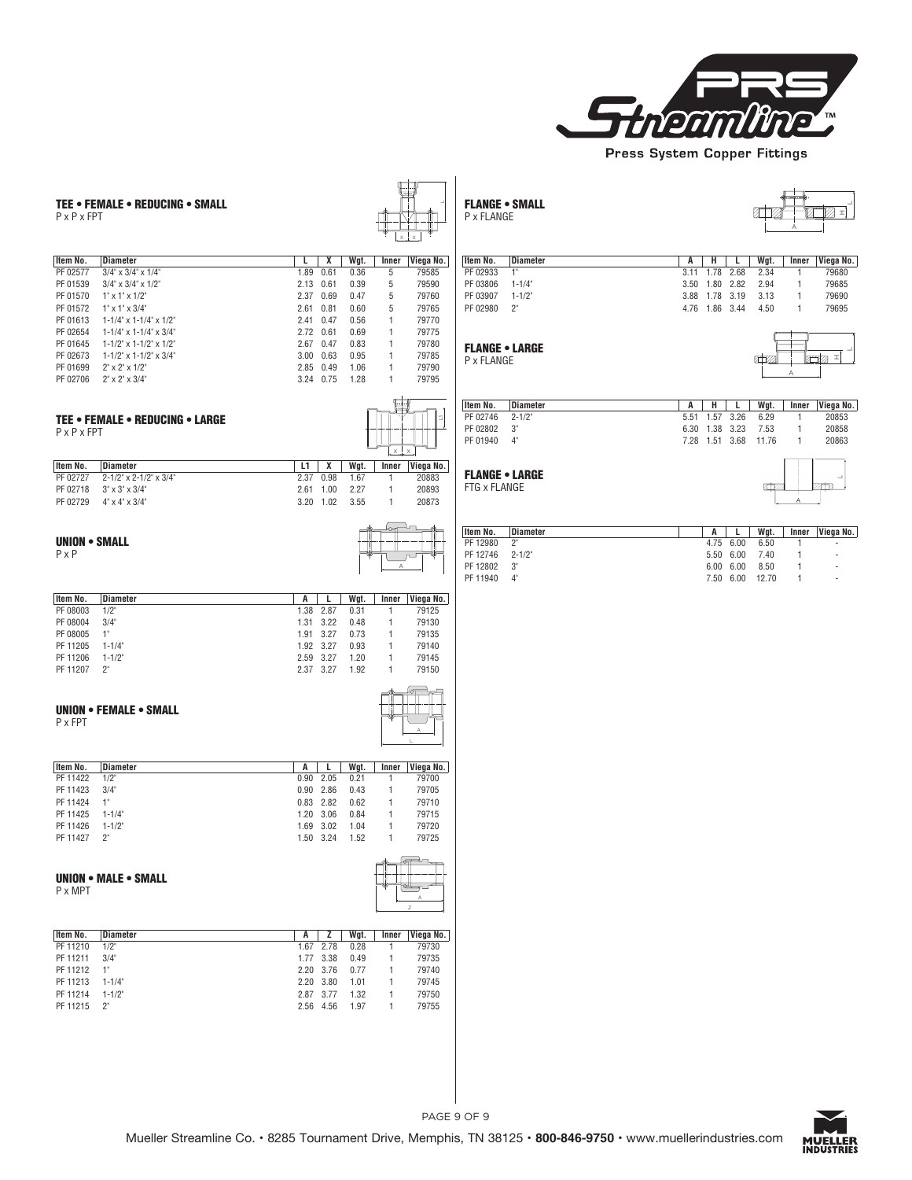PRS Streamline™

Press System Copper Fittings

### TEE • FEMALE • REDUCING • SMALL

P x P x FPT

| Item No. | Diameter | L | X | Wgt. | Inner | Viega No. |
|---|---|---|---|---|---|---|
| PF 02577 | 3/4" x 3/4" x 1/4" | 1.89 | 0.61 | 0.36 | 5 | 79585 |
| PF 01539 | 3/4" x 3/4" x 1/2" | 2.13 | 0.61 | 0.39 | 5 | 79590 |
| PF 01570 | 1" x 1" x 1/2" | 2.37 | 0.69 | 0.47 | 5 | 79760 |
| PF 01572 | 1" x 1" x 3/4" | 2.61 | 0.81 | 0.60 | 5 | 79765 |
| PF 01613 | 1-1/4" x 1-1/4" x 1/2" | 2.41 | 0.47 | 0.56 | 1 | 79770 |
| PF 02654 | 1-1/4" x 1-1/4" x 3/4" | 2.72 | 0.61 | 0.69 | 1 | 79775 |
| PF 01645 | 1-1/2" x 1-1/2" x 1/2" | 2.67 | 0.47 | 0.83 | 1 | 79780 |
| PF 02673 | 1-1/2" x 1-1/2" x 3/4" | 3.00 | 0.63 | 0.95 | 1 | 79785 |
| PF 01699 | 2" x 2" x 1/2" | 2.85 | 0.49 | 1.06 | 1 | 79790 |
| PF 02706 | 2" x 2" x 3/4" | 3.24 | 0.75 | 1.28 | 1 | 79795 |

### TEE • FEMALE • REDUCING • LARGE

P x P x FPT

| Item No. | Diameter | L1 | X | Wgt. | Inner | Viega No. |
|---|---|---|---|---|---|---|
| PF 02727 | 2-1/2" x 2-1/2" x 3/4" | 2.37 | 0.98 | 1.67 | 1 | 20883 |
| PF 02718 | 3" x 3" x 3/4" | 2.61 | 1.00 | 2.27 | 1 | 20893 |
| PF 02729 | 4" x 4" x 3/4" | 3.20 | 1.02 | 3.55 | 1 | 20873 |

### UNION • SMALL

P x P

| Item No. | Diameter | A | L | Wgt. | Inner | Viega No. |
|---|---|---|---|---|---|---|
| PF 08003 | 1/2" | 1.38 | 2.87 | 0.31 | 1 | 79125 |
| PF 08004 | 3/4" | 1.31 | 3.22 | 0.48 | 1 | 79130 |
| PF 08005 | 1" | 1.91 | 3.27 | 0.73 | 1 | 79135 |
| PF 11205 | 1-1/4" | 1.92 | 3.27 | 0.93 | 1 | 79140 |
| PF 11206 | 1-1/2" | 2.59 | 3.27 | 1.20 | 1 | 79145 |
| PF 11207 | 2" | 2.37 | 3.27 | 1.92 | 1 | 79150 |

### UNION • FEMALE • SMALL

P x FPT

| Item No. | Diameter | A | L | Wgt. | Inner | Viega No. |
|---|---|---|---|---|---|---|
| PF 11422 | 1/2" | 0.90 | 2.05 | 0.21 | 1 | 79700 |
| PF 11423 | 3/4" | 0.90 | 2.86 | 0.43 | 1 | 79705 |
| PF 11424 | 1" | 0.83 | 2.82 | 0.62 | 1 | 79710 |
| PF 11425 | 1-1/4" | 1.20 | 3.06 | 0.84 | 1 | 79715 |
| PF 11426 | 1-1/2" | 1.69 | 3.02 | 1.04 | 1 | 79720 |
| PF 11427 | 2" | 1.50 | 3.24 | 1.52 | 1 | 79725 |

### UNION • MALE • SMALL

P x MPT

| Item No. | Diameter | A | Z | Wgt. | Inner | Viega No. |
|---|---|---|---|---|---|---|
| PF 11210 | 1/2" | 1.67 | 2.78 | 0.28 | 1 | 79730 |
| PF 11211 | 3/4" | 1.77 | 3.38 | 0.49 | 1 | 79735 |
| PF 11212 | 1" | 2.20 | 3.76 | 0.77 | 1 | 79740 |
| PF 11213 | 1-1/4" | 2.20 | 3.80 | 1.01 | 1 | 79745 |
| PF 11214 | 1-1/2" | 2.87 | 3.77 | 1.32 | 1 | 79750 |
| PF 11215 | 2" | 2.56 | 4.56 | 1.97 | 1 | 79755 |

### FLANGE • SMALL

P x FLANGE

| Item No. | Diameter | A | H | L | Wgt. | Inner | Viega No. |
|---|---|---|---|---|---|---|---|
| PF 02933 | 1" | 3.11 | 1.78 | 2.68 | 2.34 | 1 | 79680 |
| PF 03806 | 1-1/4" | 3.50 | 1.80 | 2.82 | 2.94 | 1 | 79685 |
| PF 03907 | 1-1/2" | 3.88 | 1.78 | 3.19 | 3.13 | 1 | 79690 |
| PF 02980 | 2" | 4.76 | 1.86 | 3.44 | 4.50 | 1 | 79695 |

### FLANGE • LARGE

P x FLANGE

| Item No. | Diameter | A | H | L | Wgt. | Inner | Viega No. |
|---|---|---|---|---|---|---|---|
| PF 02746 | 2-1/2" | 5.51 | 1.57 | 3.26 | 6.29 | 1 | 20853 |
| PF 02802 | 3" | 6.30 | 1.38 | 3.23 | 7.53 | 1 | 20858 |
| PF 01940 | 4" | 7.28 | 1.51 | 3.68 | 11.76 | 1 | 20863 |

### FLANGE • LARGE

FTG x FLANGE

| Item No. | Diameter | A | L | Wgt. | Inner | Viega No. |
|---|---|---|---|---|---|---|
| PF 12980 | 2" | 4.75 | 6.00 | 6.50 | 1 | - |
| PF 12746 | 2-1/2" | 5.50 | 6.00 | 7.40 | 1 | - |
| PF 12802 | 3" | 6.00 | 6.00 | 8.50 | 1 | - |
| PF 11940 | 4" | 7.50 | 6.00 | 12.70 | 1 | - |

Mueller Streamline Co. • 8285 Tournament Drive, Memphis, TN 38125 • **800-846-9750** • www.muellerindustries.com

MUELLER INDUSTRIES